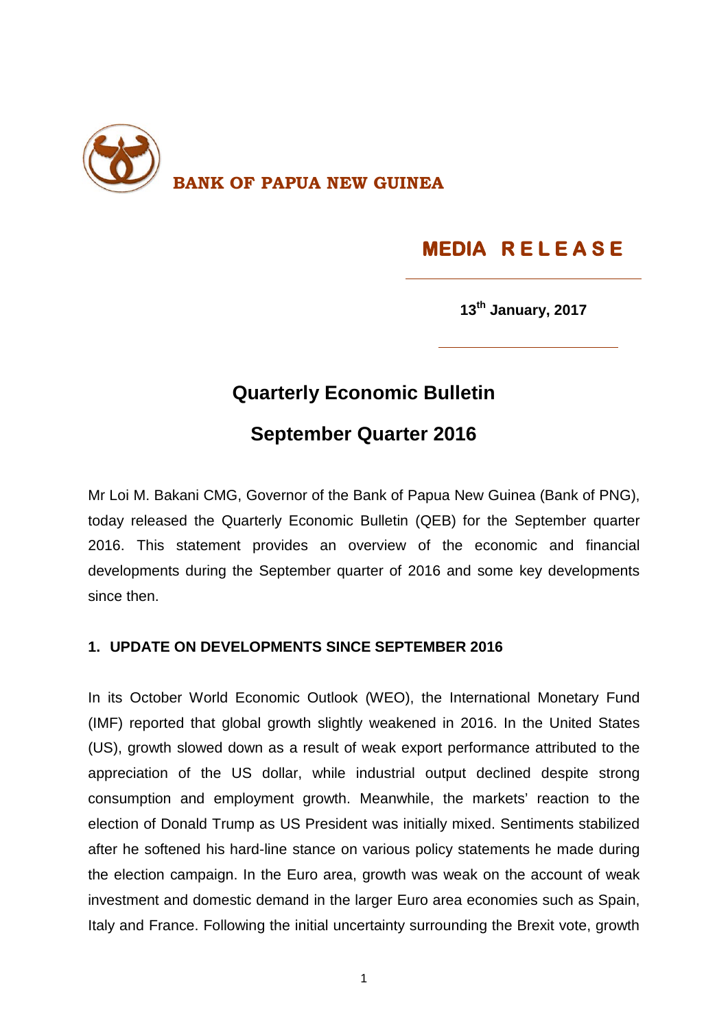**BANK OF PAPUA NEW GUINEA**

**MEDIA RELEASE**

**13th January, 2017**

# Quarterly Economic Bulletin

# September Quarter 2016

Mr Loi M. Bakani CMG, Governor of the Bank of Papua New Guinea (Bank of PNG), today released the Quarterly Economic Bulletin (QEB) for the September quarter 2016. This statement provides an overview of the economic and financial developments during the September quarter of 2016 and some key developments since then.

## 1. UPDATE ON DEVELOPMENTS SINCE SEPTEMBER 2016

In its October World Economic Outlook (WEO), the International Monetary Fund (IMF) reported that global growth slightly weakened in 2016. In the United States (US), growth slowed down as a result of weak export performance attributed to the appreciation of the US dollar, while industrial output declined despite strong consumption and employment growth. Meanwhile, the markets' reaction to the election of Donald Trump as US President was initially mixed. Sentiments stabilized after he softened his hard-line stance on various policy statements he made during the election campaign. In the Euro area, growth was weak on the account of weak investment and domestic demand in the larger Euro area economies such as Spain, Italy and France. Following the initial uncertainty surrounding the Brexit vote, growth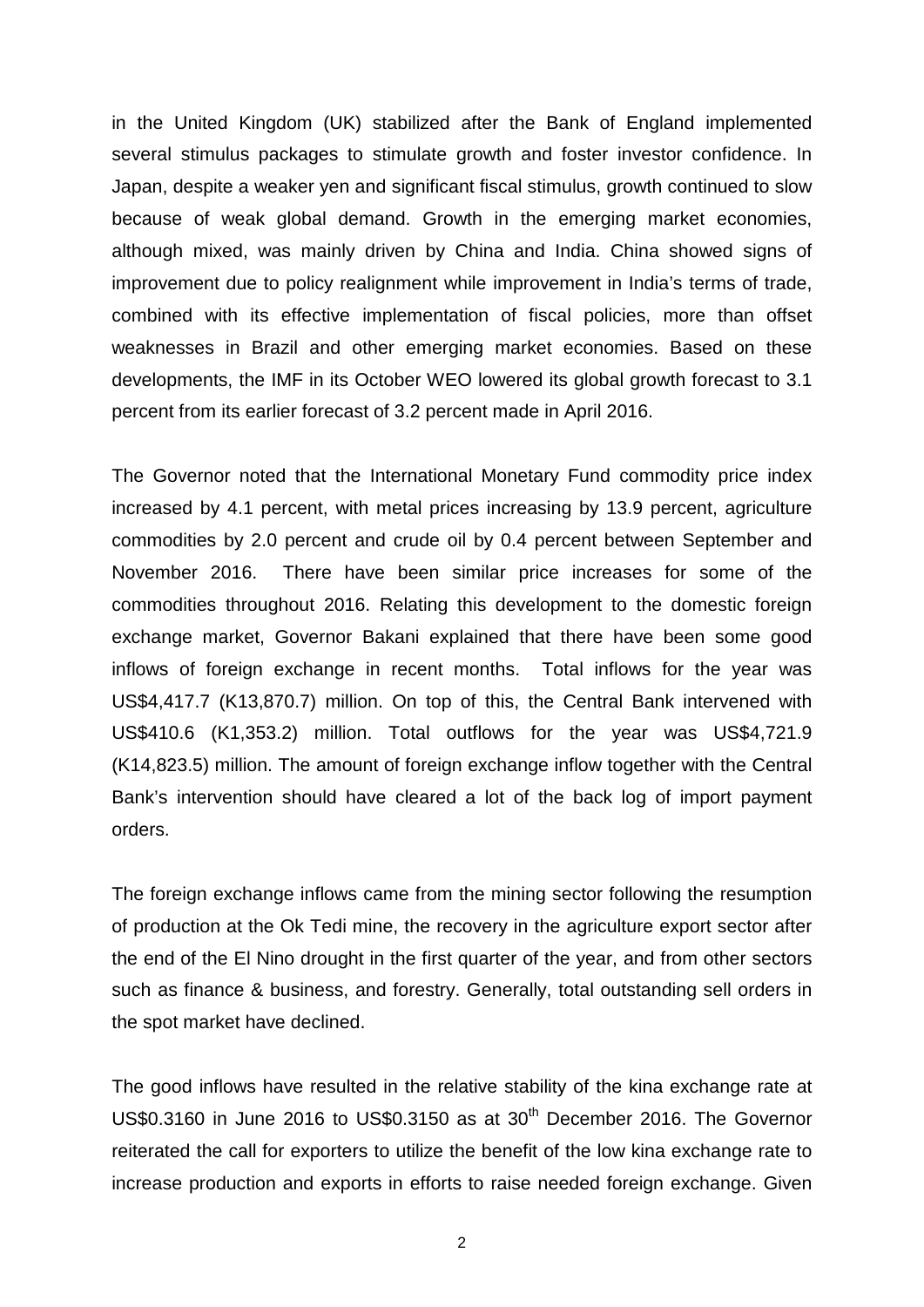in the United Kingdom (UK) stabilized after the Bank of England implemented several stimulus packages to stimulate growth and foster investor confidence. In Japan, despite a weaker yen and significant fiscal stimulus, growth continued to slow because of weak global demand. Growth in the emerging market economies, although mixed, was mainly driven by China and India. China showed signs of improvement due to policy realignment while improvement in India's terms of trade, combined with its effective implementation of fiscal policies, more than offset weaknesses in Brazil and other emerging market economies. Based on these developments, the IMF in its October WEO lowered its global growth forecast to 3.1 percent from its earlier forecast of 3.2 percent made in April 2016.

The Governor noted that the International Monetary Fund commodity price index increased by 4.1 percent, with metal prices increasing by 13.9 percent, agriculture commodities by 2.0 percent and crude oil by 0.4 percent between September and November 2016. There have been similar price increases for some of the commodities throughout 2016. Relating this development to the domestic foreign exchange market, Governor Bakani explained that there have been some good inflows of foreign exchange in recent months. Total inflows for the year was US$4,417.7 (K13,870.7) million. On top of this, the Central Bank intervened with US$410.6 (K1,353.2) million. Total outflows for the year was US$4,721.9 (K14,823.5) million. The amount of foreign exchange inflow together with the Central Bank's intervention should have cleared a lot of the back log of import payment orders.

The foreign exchange inflows came from the mining sector following the resumption of production at the Ok Tedi mine, the recovery in the agriculture export sector after the end of the El Nino drought in the first quarter of the year, and from other sectors such as finance & business, and forestry. Generally, total outstanding sell orders in the spot market have declined.

The good inflows have resulted in the relative stability of the kina exchange rate at US$0.3160 in June 2016 to US$0.3150 as at 30th December 2016. The Governor reiterated the call for exporters to utilize the benefit of the low kina exchange rate to increase production and exports in efforts to raise needed foreign exchange. Given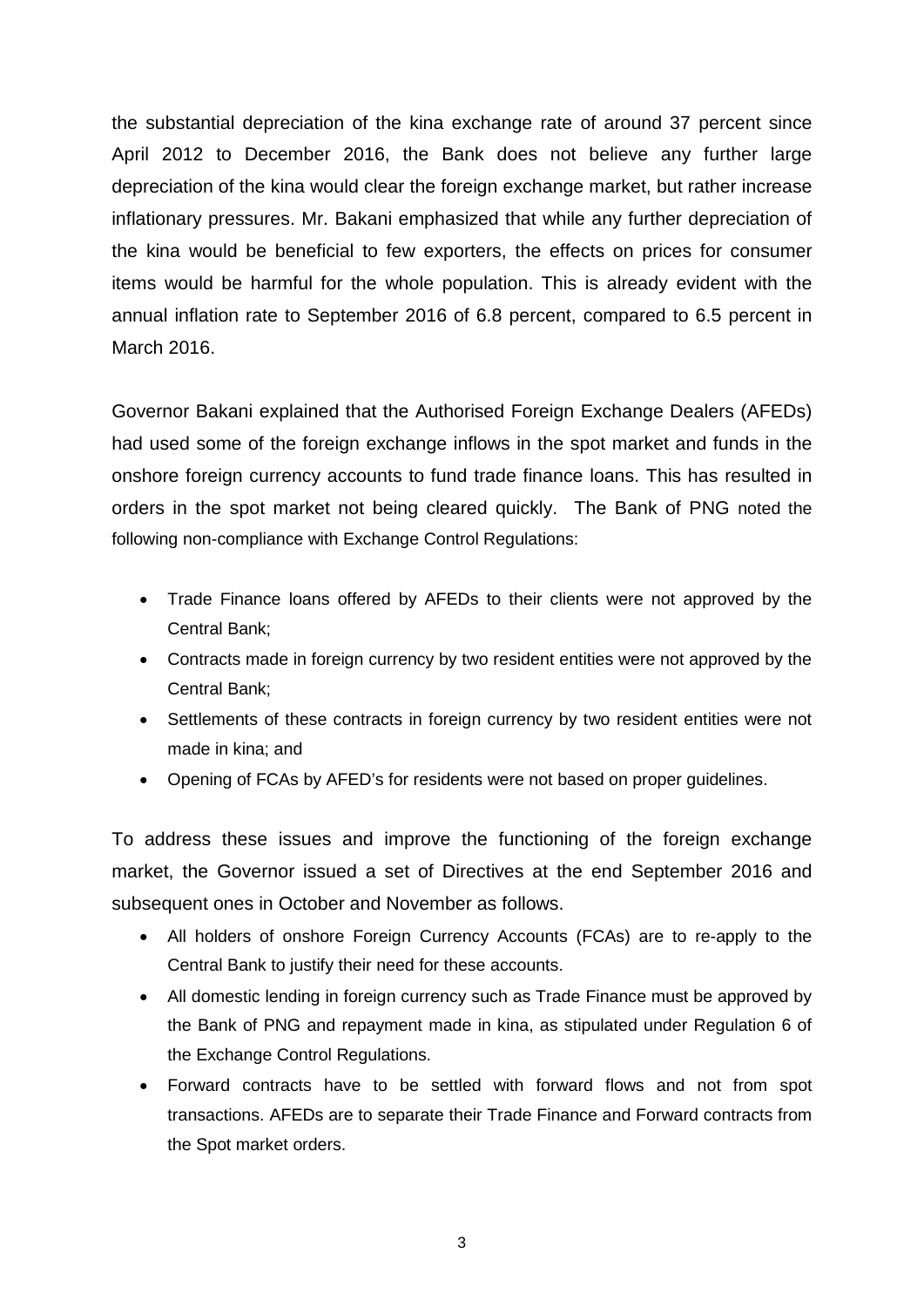the substantial depreciation of the kina exchange rate of around 37 percent since April 2012 to December 2016, the Bank does not believe any further large depreciation of the kina would clear the foreign exchange market, but rather increase inflationary pressures. Mr. Bakani emphasized that while any further depreciation of the kina would be beneficial to few exporters, the effects on prices for consumer items would be harmful for the whole population. This is already evident with the annual inflation rate to September 2016 of 6.8 percent, compared to 6.5 percent in March 2016.

Governor Bakani explained that the Authorised Foreign Exchange Dealers (AFEDs) had used some of the foreign exchange inflows in the spot market and funds in the onshore foreign currency accounts to fund trade finance loans. This has resulted in orders in the spot market not being cleared quickly. The Bank of PNG noted the following non-compliance with Exchange Control Regulations:

- Trade Finance loans offered by AFEDs to their clients were not approved by the Central Bank;
- Contracts made in foreign currency by two resident entities were not approved by the Central Bank;
- Settlements of these contracts in foreign currency by two resident entities were not made in kina; and
- Opening of FCAs by AFED's for residents were not based on proper guidelines.

To address these issues and improve the functioning of the foreign exchange market, the Governor issued a set of Directives at the end September 2016 and subsequent ones in October and November as follows.

- All holders of onshore Foreign Currency Accounts (FCAs) are to re-apply to the Central Bank to justify their need for these accounts.
- All domestic lending in foreign currency such as Trade Finance must be approved by the Bank of PNG and repayment made in kina, as stipulated under Regulation 6 of the Exchange Control Regulations.
- Forward contracts have to be settled with forward flows and not from spot transactions. AFEDs are to separate their Trade Finance and Forward contracts from the Spot market orders.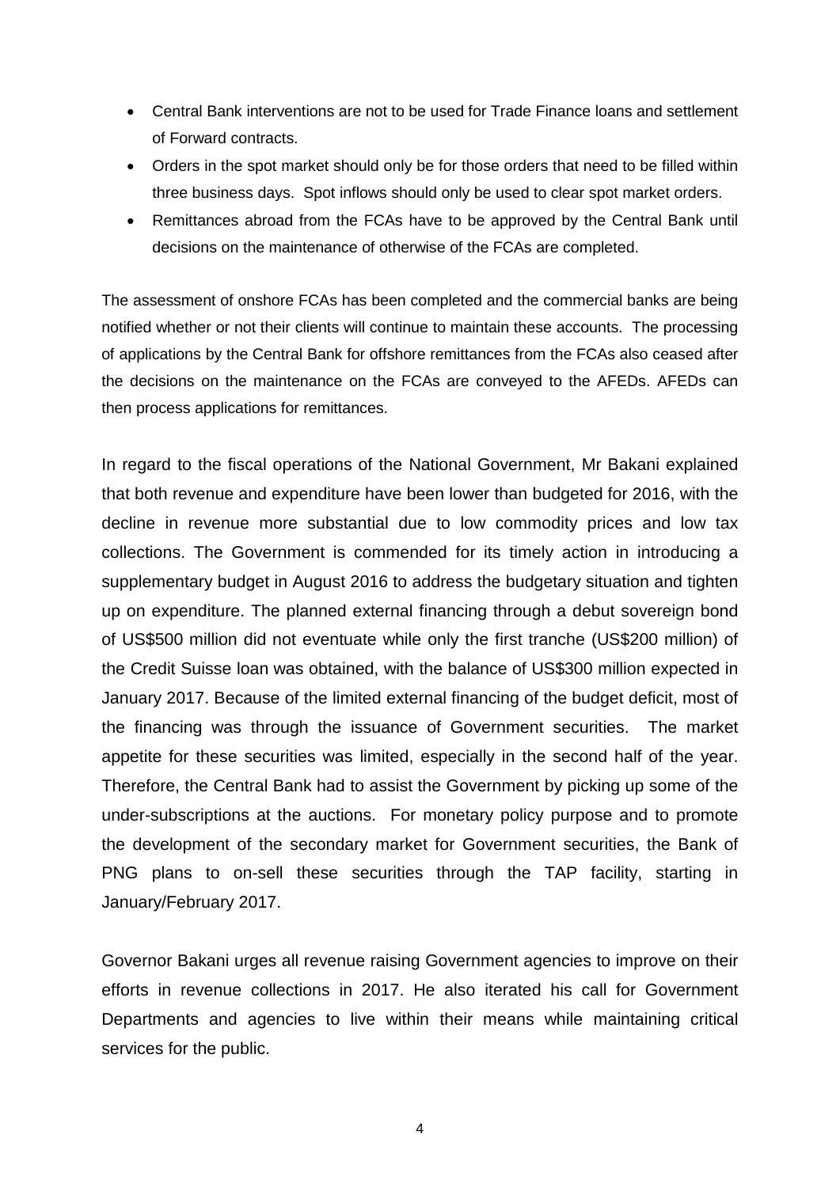- Central Bank interventions are not to be used for Trade Finance loans and settlement of Forward contracts.
- Orders in the spot market should only be for those orders that need to be filled within three business days. Spot inflows should only be used to clear spot market orders.
- Remittances abroad from the FCAs have to be approved by the Central Bank until decisions on the maintenance of otherwise of the FCAs are completed.

The assessment of onshore FCAs has been completed and the commercial banks are being notified whether or not their clients will continue to maintain these accounts. The processing of applications by the Central Bank for offshore remittances from the FCAs also ceased after the decisions on the maintenance on the FCAs are conveyed to the AFEDs. AFEDs can then process applications for remittances.

In regard to the fiscal operations of the National Government, Mr Bakani explained that both revenue and expenditure have been lower than budgeted for 2016, with the decline in revenue more substantial due to low commodity prices and low tax collections. The Government is commended for its timely action in introducing a supplementary budget in August 2016 to address the budgetary situation and tighten up on expenditure. The planned external financing through a debut sovereign bond of US$500 million did not eventuate while only the first tranche (US$200 million) of the Credit Suisse loan was obtained, with the balance of US$300 million expected in January 2017. Because of the limited external financing of the budget deficit, most of the financing was through the issuance of Government securities. The market appetite for these securities was limited, especially in the second half of the year. Therefore, the Central Bank had to assist the Government by picking up some of the under-subscriptions at the auctions. For monetary policy purpose and to promote the development of the secondary market for Government securities, the Bank of PNG plans to on-sell these securities through the TAP facility, starting in January/February 2017.

Governor Bakani urges all revenue raising Government agencies to improve on their efforts in revenue collections in 2017. He also iterated his call for Government Departments and agencies to live within their means while maintaining critical services for the public.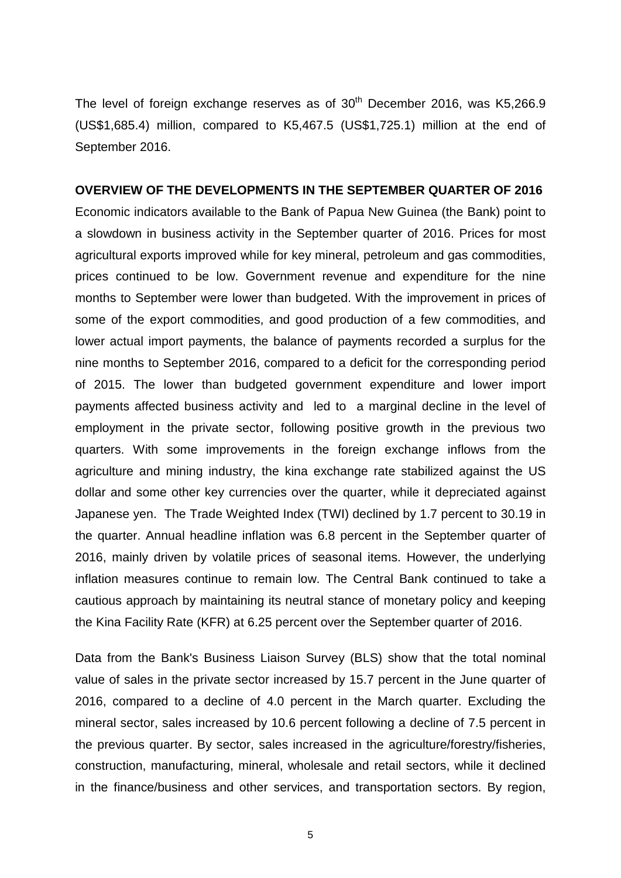The level of foreign exchange reserves as of 30th December 2016, was K5,266.9 (US$1,685.4) million, compared to K5,467.5 (US$1,725.1) million at the end of September 2016.

**OVERVIEW OF THE DEVELOPMENTS IN THE SEPTEMBER QUARTER OF 2016**

Economic indicators available to the Bank of Papua New Guinea (the Bank) point to a slowdown in business activity in the September quarter of 2016. Prices for most agricultural exports improved while for key mineral, petroleum and gas commodities, prices continued to be low. Government revenue and expenditure for the nine months to September were lower than budgeted. With the improvement in prices of some of the export commodities, and good production of a few commodities, and lower actual import payments, the balance of payments recorded a surplus for the nine months to September 2016, compared to a deficit for the corresponding period of 2015. The lower than budgeted government expenditure and lower import payments affected business activity and led to a marginal decline in the level of employment in the private sector, following positive growth in the previous two quarters. With some improvements in the foreign exchange inflows from the agriculture and mining industry, the kina exchange rate stabilized against the US dollar and some other key currencies over the quarter, while it depreciated against Japanese yen. The Trade Weighted Index (TWI) declined by 1.7 percent to 30.19 in the quarter. Annual headline inflation was 6.8 percent in the September quarter of 2016, mainly driven by volatile prices of seasonal items. However, the underlying inflation measures continue to remain low. The Central Bank continued to take a cautious approach by maintaining its neutral stance of monetary policy and keeping the Kina Facility Rate (KFR) at 6.25 percent over the September quarter of 2016.

Data from the Bank's Business Liaison Survey (BLS) show that the total nominal value of sales in the private sector increased by 15.7 percent in the June quarter of 2016, compared to a decline of 4.0 percent in the March quarter. Excluding the mineral sector, sales increased by 10.6 percent following a decline of 7.5 percent in the previous quarter. By sector, sales increased in the agriculture/forestry/fisheries, construction, manufacturing, mineral, wholesale and retail sectors, while it declined in the finance/business and other services, and transportation sectors. By region,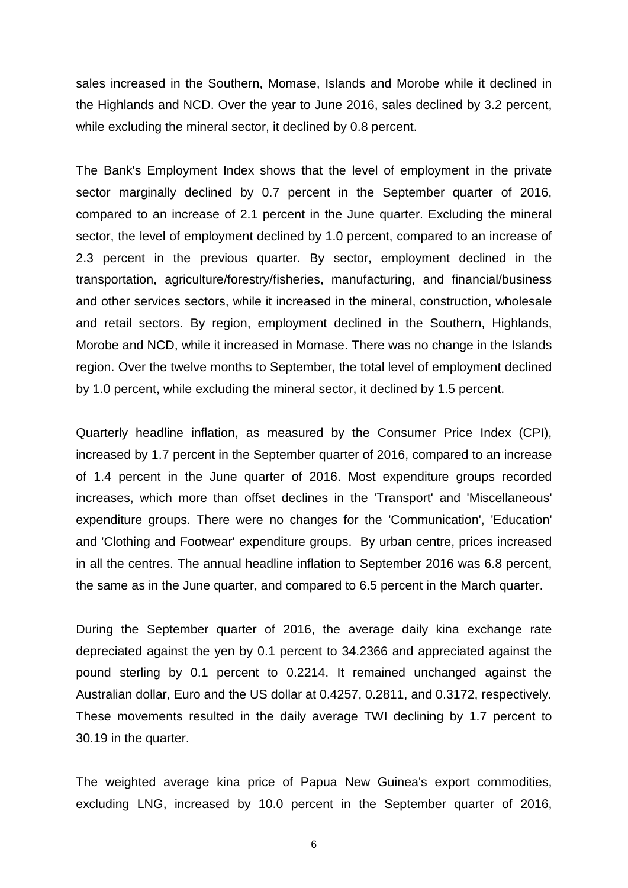sales increased in the Southern, Momase, Islands and Morobe while it declined in the Highlands and NCD. Over the year to June 2016, sales declined by 3.2 percent, while excluding the mineral sector, it declined by 0.8 percent.

The Bank's Employment Index shows that the level of employment in the private sector marginally declined by 0.7 percent in the September quarter of 2016, compared to an increase of 2.1 percent in the June quarter. Excluding the mineral sector, the level of employment declined by 1.0 percent, compared to an increase of 2.3 percent in the previous quarter. By sector, employment declined in the transportation, agriculture/forestry/fisheries, manufacturing, and financial/business and other services sectors, while it increased in the mineral, construction, wholesale and retail sectors. By region, employment declined in the Southern, Highlands, Morobe and NCD, while it increased in Momase. There was no change in the Islands region. Over the twelve months to September, the total level of employment declined by 1.0 percent, while excluding the mineral sector, it declined by 1.5 percent.

Quarterly headline inflation, as measured by the Consumer Price Index (CPI), increased by 1.7 percent in the September quarter of 2016, compared to an increase of 1.4 percent in the June quarter of 2016. Most expenditure groups recorded increases, which more than offset declines in the 'Transport' and 'Miscellaneous' expenditure groups. There were no changes for the 'Communication', 'Education' and 'Clothing and Footwear' expenditure groups. By urban centre, prices increased in all the centres. The annual headline inflation to September 2016 was 6.8 percent, the same as in the June quarter, and compared to 6.5 percent in the March quarter.

During the September quarter of 2016, the average daily kina exchange rate depreciated against the yen by 0.1 percent to 34.2366 and appreciated against the pound sterling by 0.1 percent to 0.2214. It remained unchanged against the Australian dollar, Euro and the US dollar at 0.4257, 0.2811, and 0.3172, respectively. These movements resulted in the daily average TWI declining by 1.7 percent to 30.19 in the quarter.

The weighted average kina price of Papua New Guinea's export commodities, excluding LNG, increased by 10.0 percent in the September quarter of 2016,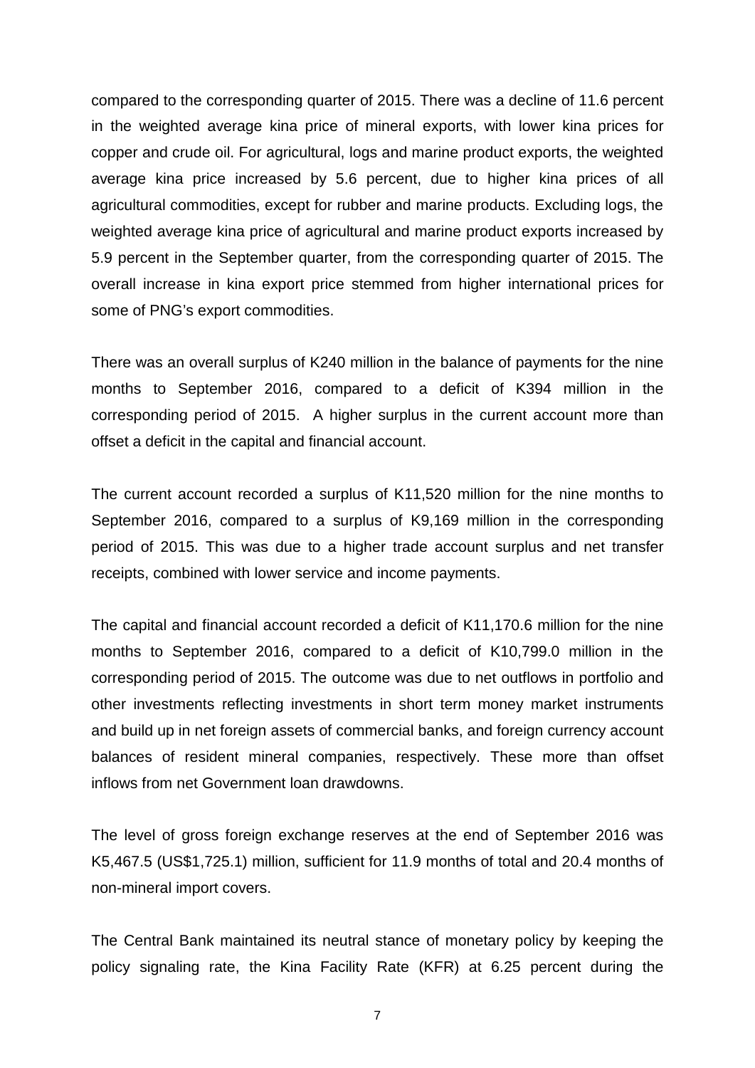compared to the corresponding quarter of 2015. There was a decline of 11.6 percent in the weighted average kina price of mineral exports, with lower kina prices for copper and crude oil. For agricultural, logs and marine product exports, the weighted average kina price increased by 5.6 percent, due to higher kina prices of all agricultural commodities, except for rubber and marine products. Excluding logs, the weighted average kina price of agricultural and marine product exports increased by 5.9 percent in the September quarter, from the corresponding quarter of 2015. The overall increase in kina export price stemmed from higher international prices for some of PNG's export commodities.

There was an overall surplus of K240 million in the balance of payments for the nine months to September 2016, compared to a deficit of K394 million in the corresponding period of 2015. A higher surplus in the current account more than offset a deficit in the capital and financial account.

The current account recorded a surplus of K11,520 million for the nine months to September 2016, compared to a surplus of K9,169 million in the corresponding period of 2015. This was due to a higher trade account surplus and net transfer receipts, combined with lower service and income payments.

The capital and financial account recorded a deficit of K11,170.6 million for the nine months to September 2016, compared to a deficit of K10,799.0 million in the corresponding period of 2015. The outcome was due to net outflows in portfolio and other investments reflecting investments in short term money market instruments and build up in net foreign assets of commercial banks, and foreign currency account balances of resident mineral companies, respectively. These more than offset inflows from net Government loan drawdowns.

The level of gross foreign exchange reserves at the end of September 2016 was K5,467.5 (US$1,725.1) million, sufficient for 11.9 months of total and 20.4 months of non-mineral import covers.

The Central Bank maintained its neutral stance of monetary policy by keeping the policy signaling rate, the Kina Facility Rate (KFR) at 6.25 percent during the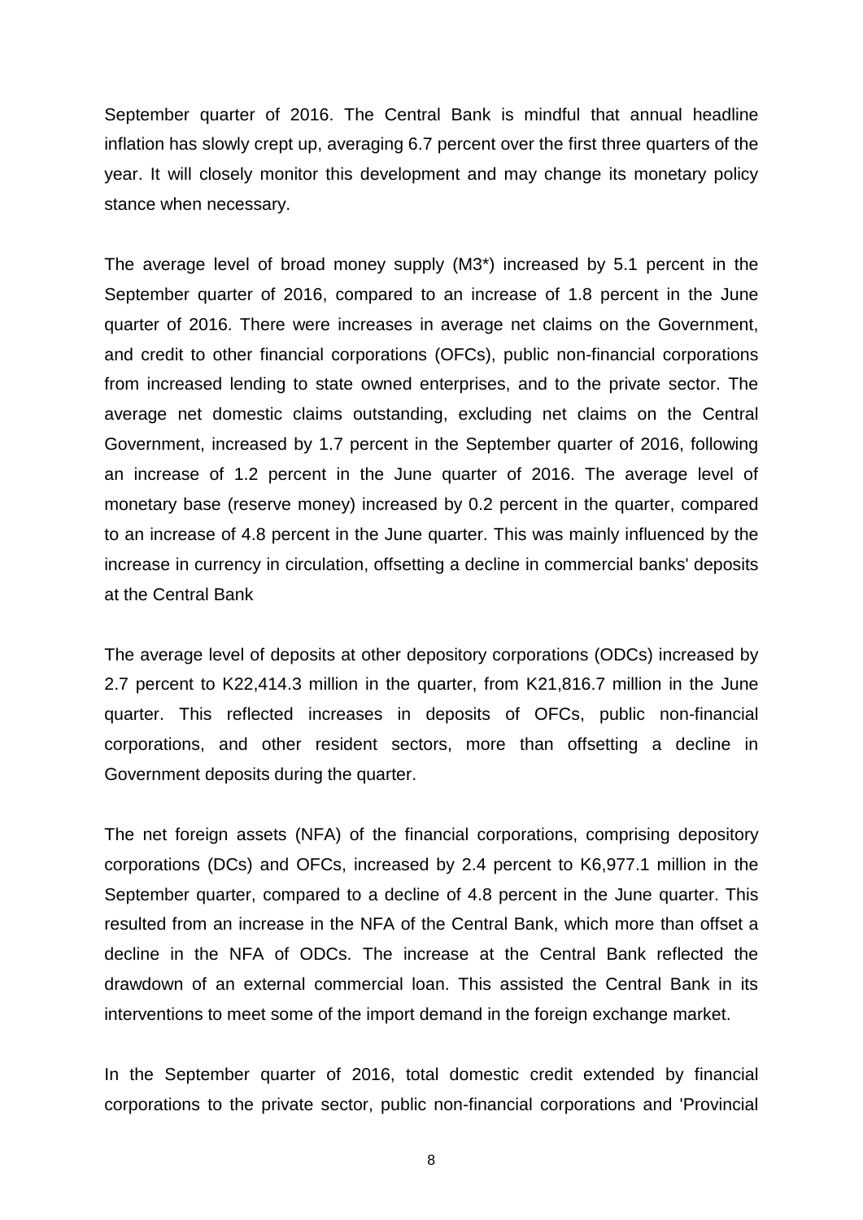September quarter of 2016. The Central Bank is mindful that annual headline inflation has slowly crept up, averaging 6.7 percent over the first three quarters of the year. It will closely monitor this development and may change its monetary policy stance when necessary.

The average level of broad money supply (M3*) increased by 5.1 percent in the September quarter of 2016, compared to an increase of 1.8 percent in the June quarter of 2016. There were increases in average net claims on the Government, and credit to other financial corporations (OFCs), public non-financial corporations from increased lending to state owned enterprises, and to the private sector. The average net domestic claims outstanding, excluding net claims on the Central Government, increased by 1.7 percent in the September quarter of 2016, following an increase of 1.2 percent in the June quarter of 2016. The average level of monetary base (reserve money) increased by 0.2 percent in the quarter, compared to an increase of 4.8 percent in the June quarter. This was mainly influenced by the increase in currency in circulation, offsetting a decline in commercial banks' deposits at the Central Bank

The average level of deposits at other depository corporations (ODCs) increased by 2.7 percent to K22,414.3 million in the quarter, from K21,816.7 million in the June quarter. This reflected increases in deposits of OFCs, public non-financial corporations, and other resident sectors, more than offsetting a decline in Government deposits during the quarter.

The net foreign assets (NFA) of the financial corporations, comprising depository corporations (DCs) and OFCs, increased by 2.4 percent to K6,977.1 million in the September quarter, compared to a decline of 4.8 percent in the June quarter. This resulted from an increase in the NFA of the Central Bank, which more than offset a decline in the NFA of ODCs. The increase at the Central Bank reflected the drawdown of an external commercial loan. This assisted the Central Bank in its interventions to meet some of the import demand in the foreign exchange market.

In the September quarter of 2016, total domestic credit extended by financial corporations to the private sector, public non-financial corporations and 'Provincial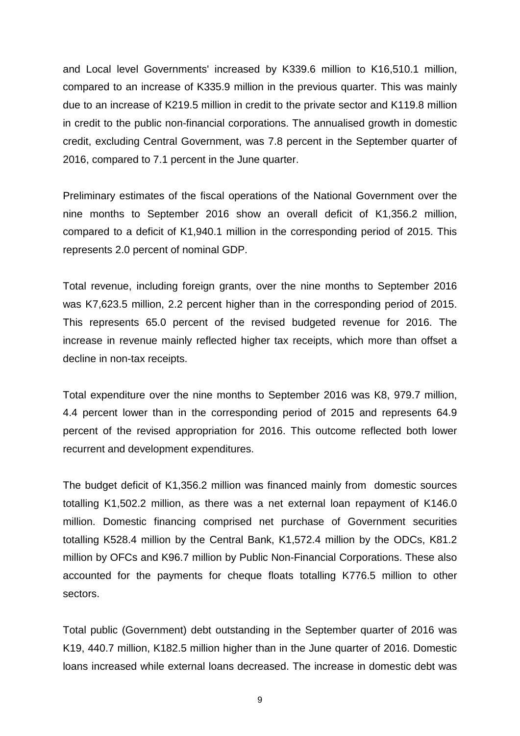and Local level Governments' increased by K339.6 million to K16,510.1 million, compared to an increase of K335.9 million in the previous quarter. This was mainly due to an increase of K219.5 million in credit to the private sector and K119.8 million in credit to the public non-financial corporations. The annualised growth in domestic credit, excluding Central Government, was 7.8 percent in the September quarter of 2016, compared to 7.1 percent in the June quarter.

Preliminary estimates of the fiscal operations of the National Government over the nine months to September 2016 show an overall deficit of K1,356.2 million, compared to a deficit of K1,940.1 million in the corresponding period of 2015. This represents 2.0 percent of nominal GDP.

Total revenue, including foreign grants, over the nine months to September 2016 was K7,623.5 million, 2.2 percent higher than in the corresponding period of 2015. This represents 65.0 percent of the revised budgeted revenue for 2016. The increase in revenue mainly reflected higher tax receipts, which more than offset a decline in non-tax receipts.

Total expenditure over the nine months to September 2016 was K8, 979.7 million, 4.4 percent lower than in the corresponding period of 2015 and represents 64.9 percent of the revised appropriation for 2016. This outcome reflected both lower recurrent and development expenditures.

The budget deficit of K1,356.2 million was financed mainly from domestic sources totalling K1,502.2 million, as there was a net external loan repayment of K146.0 million. Domestic financing comprised net purchase of Government securities totalling K528.4 million by the Central Bank, K1,572.4 million by the ODCs, K81.2 million by OFCs and K96.7 million by Public Non-Financial Corporations. These also accounted for the payments for cheque floats totalling K776.5 million to other sectors.

Total public (Government) debt outstanding in the September quarter of 2016 was K19, 440.7 million, K182.5 million higher than in the June quarter of 2016. Domestic loans increased while external loans decreased. The increase in domestic debt was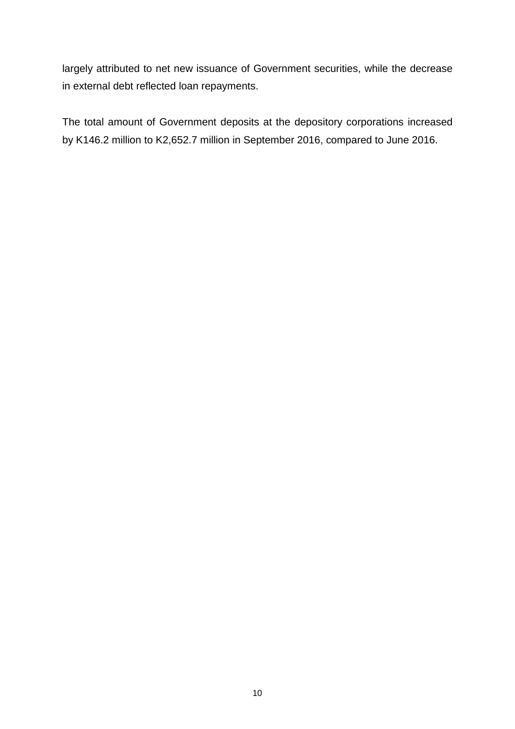largely attributed to net new issuance of Government securities, while the decrease in external debt reflected loan repayments.

The total amount of Government deposits at the depository corporations increased by K146.2 million to K2,652.7 million in September 2016, compared to June 2016.